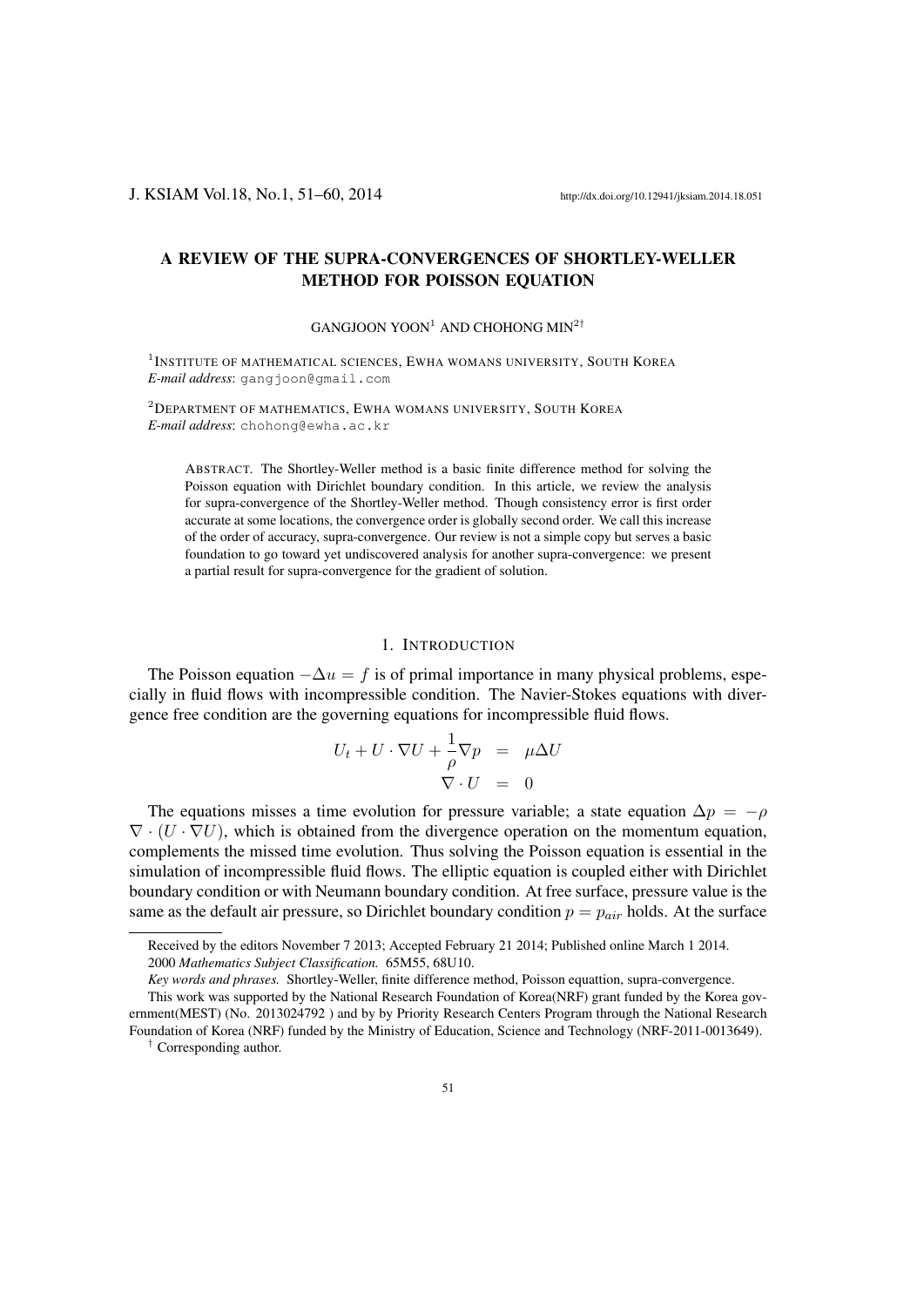# A REVIEW OF THE SUPRA-CONVERGENCES OF SHORTLEY-WELLER METHOD FOR POISSON EQUATION

GANGJOON YOON[1] AND CHOHONG MIN[2†]

[1] INSTITUTE OF MATHEMATICAL SCIENCES, EWHA WOMANS UNIVERSITY, SOUTH KOREA
*E-mail address*: gangjoon@gmail.com

[2] DEPARTMENT OF MATHEMATICS, EWHA WOMANS UNIVERSITY, SOUTH KOREA
*E-mail address*: chohong@ewha.ac.kr

ABSTRACT. The Shortley-Weller method is a basic finite difference method for solving the Poisson equation with Dirichlet boundary condition. In this article, we review the analysis for supra-convergence of the Shortley-Weller method. Though consistency error is first order accurate at some locations, the convergence order is globally second order. We call this increase of the order of accuracy, supra-convergence. Our review is not a simple copy but serves a basic foundation to go toward yet undiscovered analysis for another supra-convergence: we present a partial result for supra-convergence for the gradient of solution.

## 1. INTRODUCTION

The Poisson equation $-\Delta u = f$ is of primal importance in many physical problems, especially in fluid flows with incompressible condition. The Navier-Stokes equations with divergence free condition are the governing equations for incompressible fluid flows.

$$
\begin{aligned}
U_t + U \cdot \nabla U + \frac{1}{\rho}\nabla p &= \mu \Delta U \\
\nabla \cdot U &= 0
\end{aligned}
$$

The equations misses a time evolution for pressure variable; a state equation $\Delta p = -\rho \nabla \cdot (U \cdot \nabla U)$, which is obtained from the divergence operation on the momentum equation, complements the missed time evolution. Thus solving the Poisson equation is essential in the simulation of incompressible fluid flows. The elliptic equation is coupled either with Dirichlet boundary condition or with Neumann boundary condition. At free surface, pressure value is the same as the default air pressure, so Dirichlet boundary condition $p = p_{air}$ holds. At the surface

---

Received by the editors November 7 2013; Accepted February 21 2014; Published online March 1 2014.
2000 *Mathematics Subject Classification.* 65M55, 68U10.
*Key words and phrases.* Shortley-Weller, finite difference method, Poisson equattion, supra-convergence.
This work was supported by the National Research Foundation of Korea(NRF) grant funded by the Korea government(MEST) (No. 2013024792 ) and by by Priority Research Centers Program through the National Research Foundation of Korea (NRF) funded by the Ministry of Education, Science and Technology (NRF-2011-0013649).
[†] Corresponding author.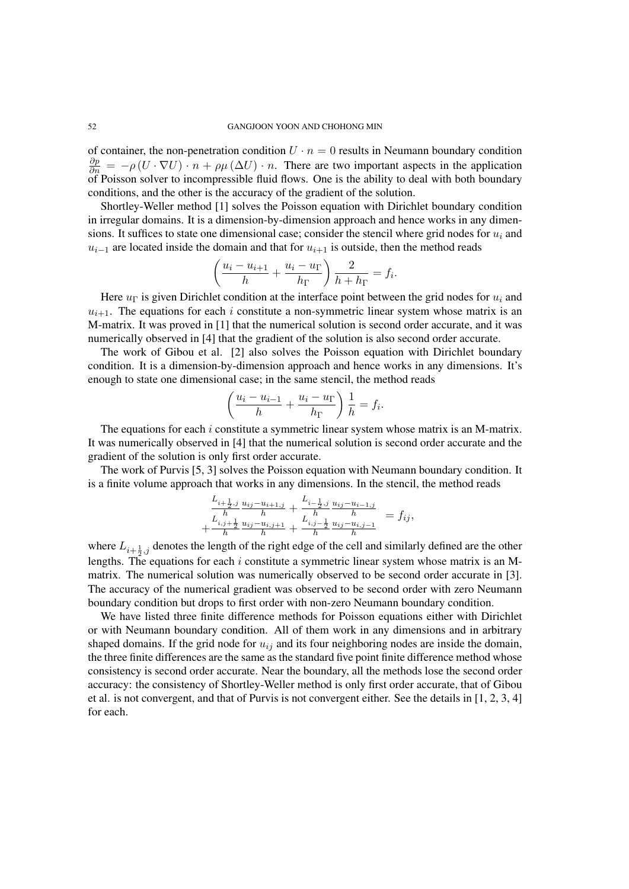of container, the non-penetration condition $U \cdot n = 0$ results in Neumann boundary condition $\frac{\partial p}{\partial n} = -\rho \left(U \cdot \nabla U\right) \cdot n + \rho\mu \left(\Delta U\right) \cdot n$. There are two important aspects in the application of Poisson solver to incompressible fluid flows. One is the ability to deal with both boundary conditions, and the other is the accuracy of the gradient of the solution.

Shortley-Weller method [1] solves the Poisson equation with Dirichlet boundary condition in irregular domains. It is a dimension-by-dimension approach and hence works in any dimensions. It suffices to state one dimensional case; consider the stencil where grid nodes for $u_i$ and $u_{i-1}$ are located inside the domain and that for $u_{i+1}$ is outside, then the method reads

$$\left(\frac{u_i - u_{i+1}}{h} + \frac{u_i - u_\Gamma}{h_\Gamma}\right)\frac{2}{h + h_\Gamma} = f_i.$$

Here $u_\Gamma$ is given Dirichlet condition at the interface point between the grid nodes for $u_i$ and $u_{i+1}$. The equations for each $i$ constitute a non-symmetric linear system whose matrix is an M-matrix. It was proved in [1] that the numerical solution is second order accurate, and it was numerically observed in [4] that the gradient of the solution is also second order accurate.

The work of Gibou et al. [2] also solves the Poisson equation with Dirichlet boundary condition. It is a dimension-by-dimension approach and hence works in any dimensions. It's enough to state one dimensional case; in the same stencil, the method reads

$$\left(\frac{u_i - u_{i-1}}{h} + \frac{u_i - u_\Gamma}{h_\Gamma}\right)\frac{1}{h} = f_i.$$

The equations for each $i$ constitute a symmetric linear system whose matrix is an M-matrix. It was numerically observed in [4] that the numerical solution is second order accurate and the gradient of the solution is only first order accurate.

The work of Purvis [5, 3] solves the Poisson equation with Neumann boundary condition. It is a finite volume approach that works in any dimensions. In the stencil, the method reads

$$\begin{array}{c} \frac{L_{i+\frac{1}{2},j}}{h}\frac{u_{ij}-u_{i+1,j}}{h} + \frac{L_{i-\frac{1}{2},j}}{h}\frac{u_{ij}-u_{i-1,j}}{h} \\ + \frac{L_{i,j+\frac{1}{2}}}{h}\frac{u_{ij}-u_{i,j+1}}{h} + \frac{L_{i,j-\frac{1}{2}}}{h}\frac{u_{ij}-u_{i,j-1}}{h} \end{array} = f_{ij},$$

where $L_{i+\frac{1}{2},j}$ denotes the length of the right edge of the cell and similarly defined are the other lengths. The equations for each $i$ constitute a symmetric linear system whose matrix is an M-matrix. The numerical solution was numerically observed to be second order accurate in [3]. The accuracy of the numerical gradient was observed to be second order with zero Neumann boundary condition but drops to first order with non-zero Neumann boundary condition.

We have listed three finite difference methods for Poisson equations either with Dirichlet or with Neumann boundary condition. All of them work in any dimensions and in arbitrary shaped domains. If the grid node for $u_{ij}$ and its four neighboring nodes are inside the domain, the three finite differences are the same as the standard five point finite difference method whose consistency is second order accurate. Near the boundary, all the methods lose the second order accuracy: the consistency of Shortley-Weller method is only first order accurate, that of Gibou et al. is not convergent, and that of Purvis is not convergent either. See the details in [1, 2, 3, 4] for each.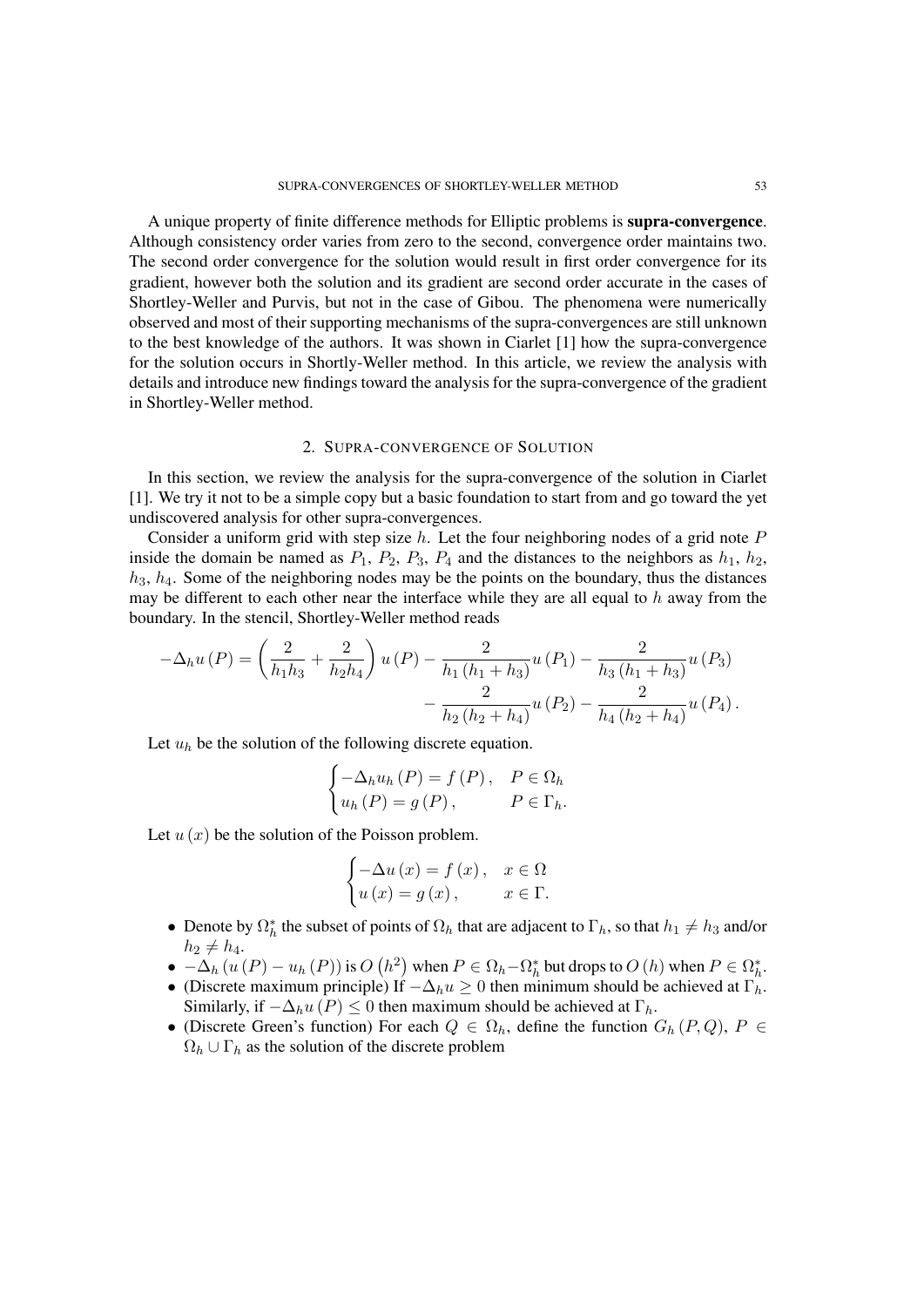A unique property of finite difference methods for Elliptic problems is **supra-convergence**. Although consistency order varies from zero to the second, convergence order maintains two. The second order convergence for the solution would result in first order convergence for its gradient, however both the solution and its gradient are second order accurate in the cases of Shortley-Weller and Purvis, but not in the case of Gibou. The phenomena were numerically observed and most of their supporting mechanisms of the supra-convergences are still unknown to the best knowledge of the authors. It was shown in Ciarlet [1] how the supra-convergence for the solution occurs in Shortly-Weller method. In this article, we review the analysis with details and introduce new findings toward the analysis for the supra-convergence of the gradient in Shortley-Weller method.

## 2. Supra-convergence of Solution

In this section, we review the analysis for the supra-convergence of the solution in Ciarlet [1]. We try it not to be a simple copy but a basic foundation to start from and go toward the yet undiscovered analysis for other supra-convergences.

Consider a uniform grid with step size $h$. Let the four neighboring nodes of a grid note $P$ inside the domain be named as $P_1$, $P_2$, $P_3$, $P_4$ and the distances to the neighbors as $h_1$, $h_2$, $h_3$, $h_4$. Some of the neighboring nodes may be the points on the boundary, thus the distances may be different to each other near the interface while they are all equal to $h$ away from the boundary. In the stencil, Shortley-Weller method reads

$$
\begin{aligned}
-\Delta_h u(P) = \left(\frac{2}{h_1 h_3} + \frac{2}{h_2 h_4}\right) u(P) - \frac{2}{h_1 (h_1 + h_3)} u(P_1) - \frac{2}{h_3 (h_1 + h_3)} u(P_3) \\
- \frac{2}{h_2 (h_2 + h_4)} u(P_2) - \frac{2}{h_4 (h_2 + h_4)} u(P_4).
\end{aligned}
$$

Let $u_h$ be the solution of the following discrete equation.

$$
\begin{cases}
-\Delta_h u_h(P) = f(P), & P \in \Omega_h \\
u_h(P) = g(P), & P \in \Gamma_h.
\end{cases}
$$

Let $u(x)$ be the solution of the Poisson problem.

$$
\begin{cases}
-\Delta u(x) = f(x), & x \in \Omega \\
u(x) = g(x), & x \in \Gamma.
\end{cases}
$$

- Denote by $\Omega_h^*$ the subset of points of $\Omega_h$ that are adjacent to $\Gamma_h$, so that $h_1 \neq h_3$ and/or $h_2 \neq h_4$.
- $-\Delta_h (u(P) - u_h(P))$ is $O(h^2)$ when $P \in \Omega_h - \Omega_h^*$ but drops to $O(h)$ when $P \in \Omega_h^*$.
- (Discrete maximum principle) If $-\Delta_h u \geq 0$ then minimum should be achieved at $\Gamma_h$. Similarly, if $-\Delta_h u(P) \leq 0$ then maximum should be achieved at $\Gamma_h$.
- (Discrete Green's function) For each $Q \in \Omega_h$, define the function $G_h(P, Q)$, $P \in \Omega_h \cup \Gamma_h$ as the solution of the discrete problem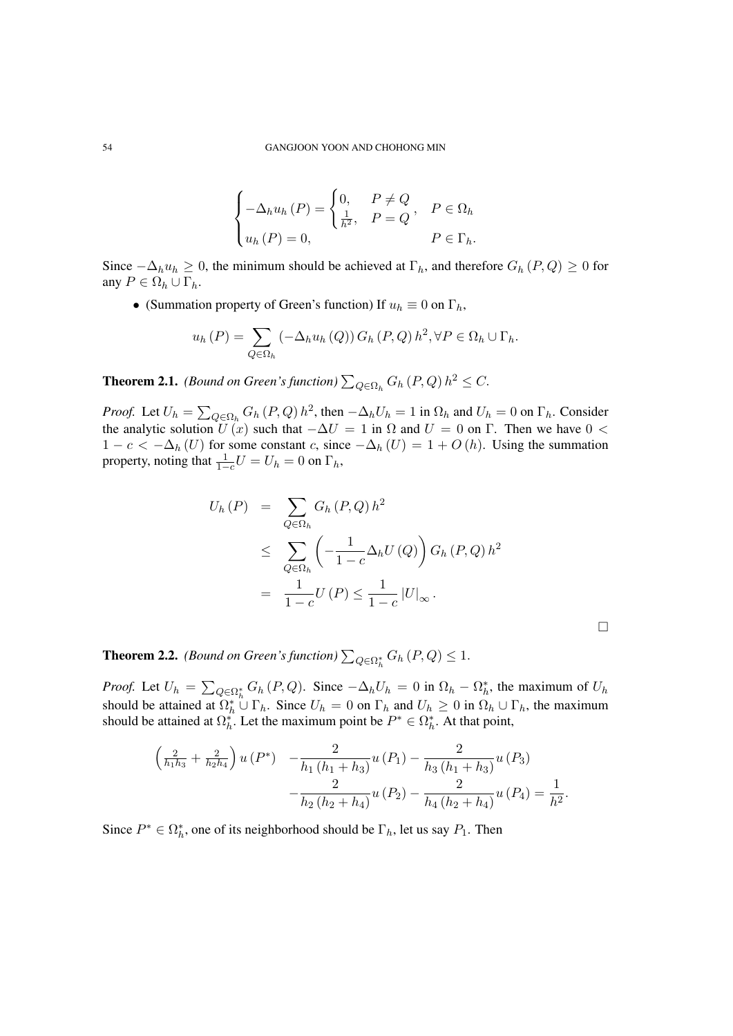$$
\begin{cases} -\Delta_h u_h\left(P\right) = \begin{cases} 0, & P \neq Q \\ \frac{1}{h^2}, & P = Q \end{cases}, & P \in \Omega_h \\ u_h\left(P\right) = 0, & P \in \Gamma_h. \end{cases}
$$

Since $-\Delta_h u_h \geq 0$, the minimum should be achieved at $\Gamma_h$, and therefore $G_h\left(P, Q\right) \geq 0$ for any $P \in \Omega_h \cup \Gamma_h$.

- (Summation property of Green's function) If $u_h \equiv 0$ on $\Gamma_h$,

$$
u_h\left(P\right) = \sum_{Q \in \Omega_h} \left(-\Delta_h u_h\left(Q\right)\right) G_h\left(P, Q\right) h^2, \forall P \in \Omega_h \cup \Gamma_h.
$$

**Theorem 2.1.** *(Bound on Green's function)* $\sum_{Q \in \Omega_h} G_h\left(P, Q\right) h^2 \leq C$.

*Proof.* Let $U_h = \sum_{Q \in \Omega_h} G_h\left(P, Q\right) h^2$, then $-\Delta_h U_h = 1$ in $\Omega_h$ and $U_h = 0$ on $\Gamma_h$. Consider the analytic solution $U\left(x\right)$ such that $-\Delta U = 1$ in $\Omega$ and $U = 0$ on $\Gamma$. Then we have $0 < 1 - c < -\Delta_h\left(U\right)$ for some constant $c$, since $-\Delta_h\left(U\right) = 1 + O\left(h\right)$. Using the summation property, noting that $\frac{1}{1-c} U = U_h = 0$ on $\Gamma_h$,

$$
\begin{aligned}
U_h\left(P\right) &= \sum_{Q \in \Omega_h} G_h\left(P, Q\right) h^2 \\
&\leq \sum_{Q \in \Omega_h} \left(-\frac{1}{1-c} \Delta_h U\left(Q\right)\right) G_h\left(P, Q\right) h^2 \\
&= \frac{1}{1-c} U\left(P\right) \leq \frac{1}{1-c} \left|U\right|_\infty.
\end{aligned}
$$

□

**Theorem 2.2.** *(Bound on Green's function)* $\sum_{Q \in \Omega_h^*} G_h\left(P, Q\right) \leq 1$.

*Proof.* Let $U_h = \sum_{Q \in \Omega_h^*} G_h\left(P, Q\right)$. Since $-\Delta_h U_h = 0$ in $\Omega_h - \Omega_h^*$, the maximum of $U_h$ should be attained at $\Omega_h^* \cup \Gamma_h$. Since $U_h = 0$ on $\Gamma_h$ and $U_h \geq 0$ in $\Omega_h \cup \Gamma_h$, the maximum should be attained at $\Omega_h^*$. Let the maximum point be $P^* \in \Omega_h^*$. At that point,

$$
\begin{aligned}
\left(\tfrac{2}{h_1 h_3} + \tfrac{2}{h_2 h_4}\right) u\left(P^*\right) \quad & -\frac{2}{h_1\left(h_1 + h_3\right)} u\left(P_1\right) - \frac{2}{h_3\left(h_1 + h_3\right)} u\left(P_3\right) \\
& -\frac{2}{h_2\left(h_2 + h_4\right)} u\left(P_2\right) - \frac{2}{h_4\left(h_2 + h_4\right)} u\left(P_4\right) = \frac{1}{h^2}.
\end{aligned}
$$

Since $P^* \in \Omega_h^*$, one of its neighborhood should be $\Gamma_h$, let us say $P_1$. Then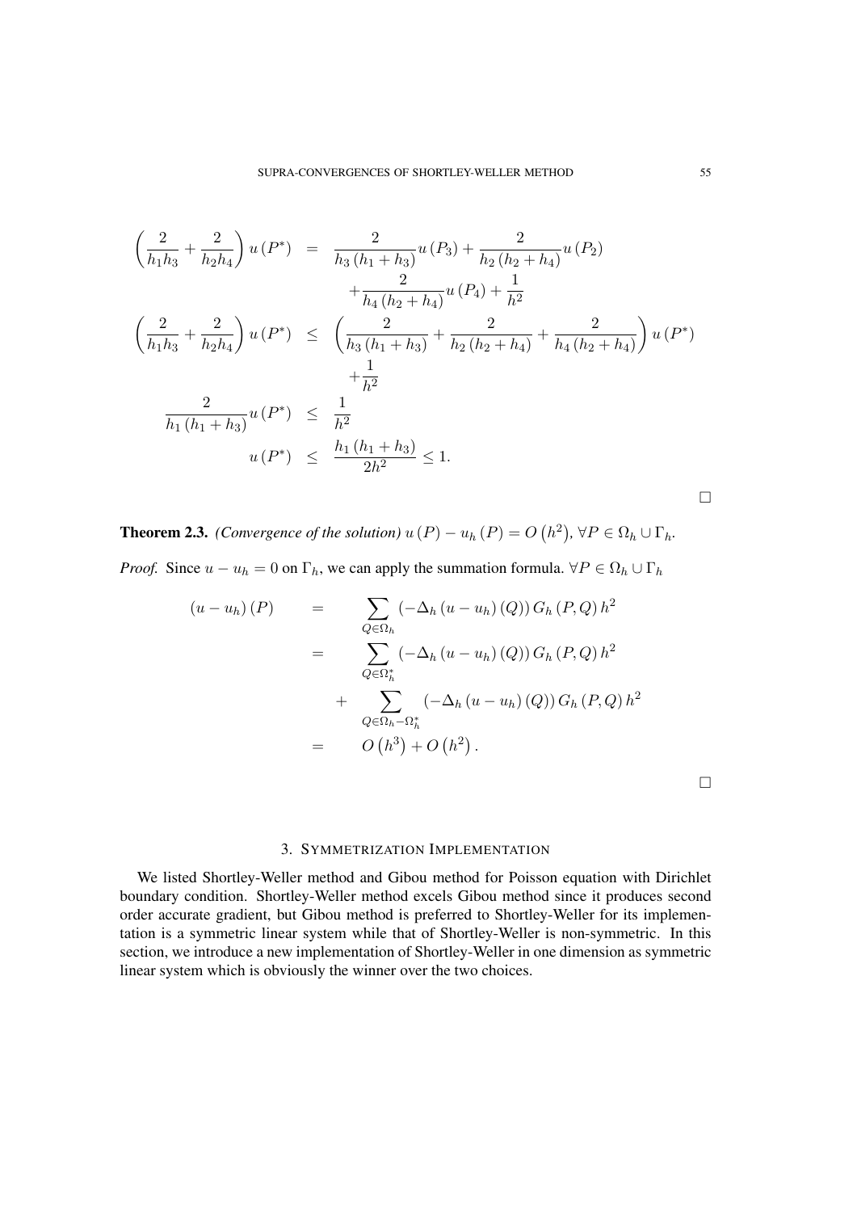$$
\begin{aligned}
\left(\frac{2}{h_1 h_3}+\frac{2}{h_2 h_4}\right) u\left(P^*\right) &= \frac{2}{h_3\left(h_1+h_3\right)} u\left(P_3\right)+\frac{2}{h_2\left(h_2+h_4\right)} u\left(P_2\right) \\
&\quad +\frac{2}{h_4\left(h_2+h_4\right)} u\left(P_4\right)+\frac{1}{h^2} \\
\left(\frac{2}{h_1 h_3}+\frac{2}{h_2 h_4}\right) u\left(P^*\right) &\leq \left(\frac{2}{h_3\left(h_1+h_3\right)}+\frac{2}{h_2\left(h_2+h_4\right)}+\frac{2}{h_4\left(h_2+h_4\right)}\right) u\left(P^*\right) \\
&\quad +\frac{1}{h^2} \\
\frac{2}{h_1\left(h_1+h_3\right)} u\left(P^*\right) &\leq \frac{1}{h^2} \\
u\left(P^*\right) &\leq \frac{h_1\left(h_1+h_3\right)}{2 h^2} \leq 1.
\end{aligned}
$$

□

**Theorem 2.3.** *(Convergence of the solution)* $u(P)-u_h(P)=O\left(h^2\right)$, $\forall P \in \Omega_h \cup \Gamma_h$.

*Proof.* Since $u-u_h=0$ on $\Gamma_h$, we can apply the summation formula. $\forall P \in \Omega_h \cup \Gamma_h$

$$
\begin{aligned}
\left(u-u_h\right)(P) &= \sum_{Q \in \Omega_h}\left(-\Delta_h\left(u-u_h\right)(Q)\right) G_h(P, Q) h^2 \\
&= \sum_{Q \in \Omega_h^*}\left(-\Delta_h\left(u-u_h\right)(Q)\right) G_h(P, Q) h^2 \\
&\quad + \sum_{Q \in \Omega_h-\Omega_h^*}\left(-\Delta_h\left(u-u_h\right)(Q)\right) G_h(P, Q) h^2 \\
&= O\left(h^3\right)+O\left(h^2\right).
\end{aligned}
$$

□

## 3. Symmetrization Implementation

We listed Shortley-Weller method and Gibou method for Poisson equation with Dirichlet boundary condition. Shortley-Weller method excels Gibou method since it produces second order accurate gradient, but Gibou method is preferred to Shortley-Weller for its implementation is a symmetric linear system while that of Shortley-Weller is non-symmetric. In this section, we introduce a new implementation of Shortley-Weller in one dimension as symmetric linear system which is obviously the winner over the two choices.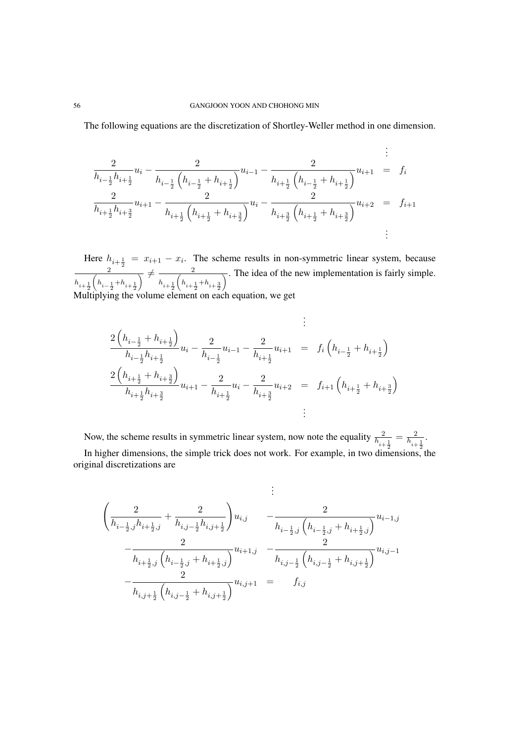The following equations are the discretization of Shortley-Weller method in one dimension.

$$
\begin{array}{rcl}
 & & \vdots \\
\frac{2}{h_{i-\frac{1}{2}}h_{i+\frac{1}{2}}}u_i - \frac{2}{h_{i-\frac{1}{2}}\left(h_{i-\frac{1}{2}}+h_{i+\frac{1}{2}}\right)}u_{i-1} - \frac{2}{h_{i+\frac{1}{2}}\left(h_{i-\frac{1}{2}}+h_{i+\frac{1}{2}}\right)}u_{i+1} & = & f_i \\
\frac{2}{h_{i+\frac{1}{2}}h_{i+\frac{3}{2}}}u_{i+1} - \frac{2}{h_{i+\frac{1}{2}}\left(h_{i+\frac{1}{2}}+h_{i+\frac{3}{2}}\right)}u_{i} - \frac{2}{h_{i+\frac{3}{2}}\left(h_{i+\frac{1}{2}}+h_{i+\frac{3}{2}}\right)}u_{i+2} & = & f_{i+1} \\
 & & \vdots
\end{array}
$$

Here $h_{i+\frac{1}{2}} = x_{i+1} - x_i$. The scheme results in non-symmetric linear system, because $\frac{2}{h_{i+\frac{1}{2}}\left(h_{i-\frac{1}{2}}+h_{i+\frac{1}{2}}\right)} \neq \frac{2}{h_{i+\frac{1}{2}}\left(h_{i+\frac{1}{2}}+h_{i+\frac{3}{2}}\right)}$. The idea of the new implementation is fairly simple. Multiplying the volume element on each equation, we get

$$
\begin{array}{rcl}
 & & \vdots \\
\frac{2\left(h_{i-\frac{1}{2}}+h_{i+\frac{1}{2}}\right)}{h_{i-\frac{1}{2}}h_{i+\frac{1}{2}}}u_i - \frac{2}{h_{i-\frac{1}{2}}}u_{i-1} - \frac{2}{h_{i+\frac{1}{2}}}u_{i+1} & = & f_i\left(h_{i-\frac{1}{2}}+h_{i+\frac{1}{2}}\right) \\
\frac{2\left(h_{i+\frac{1}{2}}+h_{i+\frac{3}{2}}\right)}{h_{i+\frac{1}{2}}h_{i+\frac{3}{2}}}u_{i+1} - \frac{2}{h_{i+\frac{1}{2}}}u_{i} - \frac{2}{h_{i+\frac{3}{2}}}u_{i+2} & = & f_{i+1}\left(h_{i+\frac{1}{2}}+h_{i+\frac{3}{2}}\right) \\
 & & \vdots
\end{array}
$$

Now, the scheme results in symmetric linear system, now note the equality $\frac{2}{h_{i+\frac{1}{2}}} = \frac{2}{h_{i+\frac{1}{2}}}$.

In higher dimensions, the simple trick does not work. For example, in two dimensions, the original discretizations are

$$
\begin{array}{rcl}
 & \vdots & \\
\left(\frac{2}{h_{i-\frac{1}{2},j}h_{i+\frac{1}{2},j}} + \frac{2}{h_{i,j-\frac{1}{2}}h_{i,j+\frac{1}{2}}}\right)u_{i,j} & -\frac{2}{h_{i-\frac{1}{2},j}\left(h_{i-\frac{1}{2},j}+h_{i+\frac{1}{2},j}\right)}u_{i-1,j} & \\
-\frac{2}{h_{i+\frac{1}{2},j}\left(h_{i-\frac{1}{2},j}+h_{i+\frac{1}{2},j}\right)}u_{i+1,j} & -\frac{2}{h_{i,j-\frac{1}{2}}\left(h_{i,j-\frac{1}{2}}+h_{i,j+\frac{1}{2}}\right)}u_{i,j-1} & \\
-\frac{2}{h_{i,j+\frac{1}{2}}\left(h_{i,j-\frac{1}{2}}+h_{i,j+\frac{1}{2}}\right)}u_{i,j+1} & = \quad f_{i,j} &
\end{array}
$$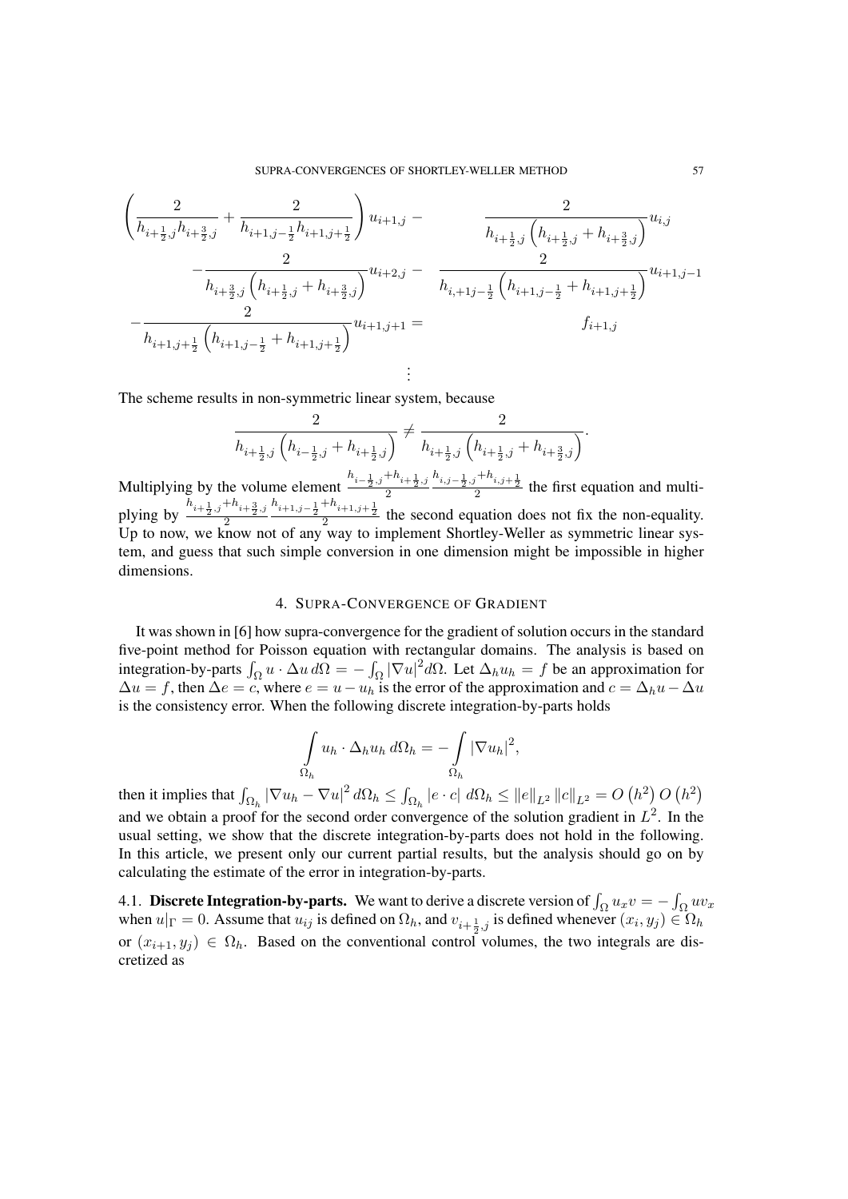$$
\begin{aligned}
&\left(\frac{2}{h_{i+\frac{1}{2},j}h_{i+\frac{3}{2},j}}+\frac{2}{h_{i+1,j-\frac{1}{2}}h_{i+1,j+\frac{1}{2}}}\right)u_{i+1,j} - \frac{2}{h_{i+\frac{1}{2},j}\left(h_{i+\frac{1}{2},j}+h_{i+\frac{3}{2},j}\right)}u_{i,j} \\
&\quad -\frac{2}{h_{i+\frac{3}{2},j}\left(h_{i+\frac{1}{2},j}+h_{i+\frac{3}{2},j}\right)}u_{i+2,j} - \frac{2}{h_{i,+1j-\frac{1}{2}}\left(h_{i+1,j-\frac{1}{2}}+h_{i+1,j+\frac{1}{2}}\right)}u_{i+1,j-1} \\
&-\frac{2}{h_{i+1,j+\frac{1}{2}}\left(h_{i+1,j-\frac{1}{2}}+h_{i+1,j+\frac{1}{2}}\right)}u_{i+1,j+1} = f_{i+1,j} \\
&\vdots
\end{aligned}
$$

The scheme results in non-symmetric linear system, because

$$
\frac{2}{h_{i+\frac{1}{2},j}\left(h_{i-\frac{1}{2},j}+h_{i+\frac{1}{2},j}\right)} \neq \frac{2}{h_{i+\frac{1}{2},j}\left(h_{i+\frac{1}{2},j}+h_{i+\frac{3}{2},j}\right)}.
$$

Multiplying by the volume element $\frac{h_{i-\frac{1}{2},j}+h_{i+\frac{1}{2},j}}{2}\frac{h_{i,j-\frac{1}{2},j}+h_{i,j+\frac{1}{2}}}{2}$ the first equation and multiplying by $\frac{h_{i+\frac{1}{2},j}+h_{i+\frac{3}{2},j}}{2}\frac{h_{i+1,j-\frac{1}{2}}+h_{i+1,j+\frac{1}{2}}}{2}$ the second equation does not fix the non-equality. Up to now, we know not of any way to implement Shortley-Weller as symmetric linear system, and guess that such simple conversion in one dimension might be impossible in higher dimensions.

## 4. SUPRA-CONVERGENCE OF GRADIENT

It was shown in [6] how supra-convergence for the gradient of solution occurs in the standard five-point method for Poisson equation with rectangular domains. The analysis is based on integration-by-parts $\int_\Omega u \cdot \Delta u \, d\Omega = -\int_\Omega |\nabla u|^2 d\Omega$. Let $\Delta_h u_h = f$ be an approximation for $\Delta u = f$, then $\Delta e = c$, where $e = u - u_h$ is the error of the approximation and $c = \Delta_h u - \Delta u$ is the consistency error. When the following discrete integration-by-parts holds

$$
\int\limits_{\Omega_h} u_h \cdot \Delta_h u_h \, d\Omega_h = -\int\limits_{\Omega_h} |\nabla u_h|^2,
$$

then it implies that $\int_{\Omega_h} |\nabla u_h - \nabla u|^2 \, d\Omega_h \le \int_{\Omega_h} |e \cdot c| \, d\Omega_h \le \|e\|_{L^2} \|c\|_{L^2} = O\left(h^2\right) O\left(h^2\right)$ and we obtain a proof for the second order convergence of the solution gradient in $L^2$. In the usual setting, we show that the discrete integration-by-parts does not hold in the following. In this article, we present only our current partial results, but the analysis should go on by calculating the estimate of the error in integration-by-parts.

4.1. **Discrete Integration-by-parts.** We want to derive a discrete version of $\int_\Omega u_x v = -\int_\Omega u v_x$ when $u|_\Gamma = 0$. Assume that $u_{ij}$ is defined on $\Omega_h$, and $v_{i+\frac{1}{2},j}$ is defined whenever $(x_i, y_j) \in \Omega_h$ or $(x_{i+1}, y_j) \in \Omega_h$. Based on the conventional control volumes, the two integrals are discretized as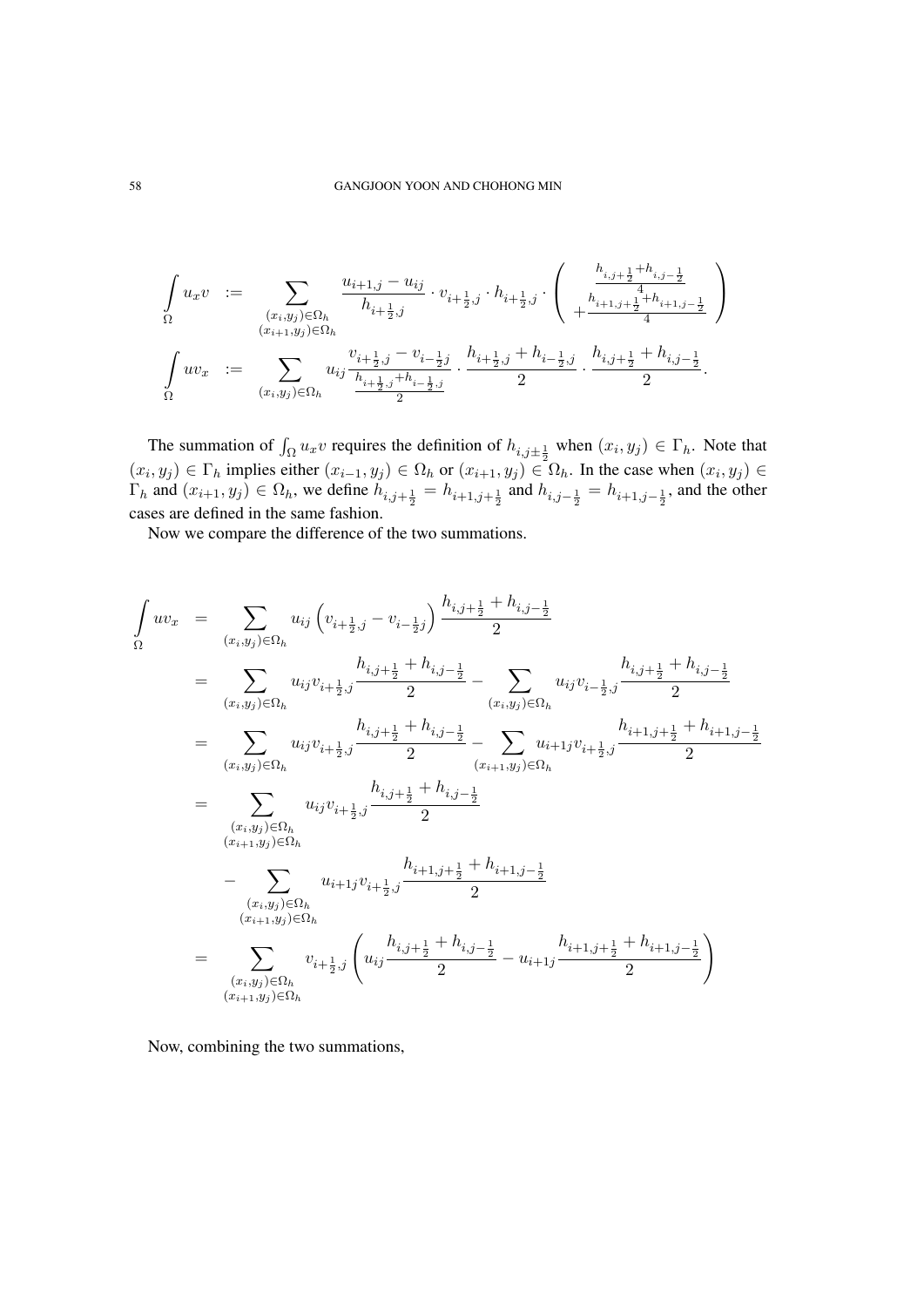$$
\begin{aligned}
\int_\Omega u_x v &:= \sum_{\substack{(x_i,y_j)\in\Omega_h \\ (x_{i+1},y_j)\in\Omega_h}} \frac{u_{i+1,j}-u_{ij}}{h_{i+\frac{1}{2},j}} \cdot v_{i+\frac{1}{2},j} \cdot h_{i+\frac{1}{2},j} \cdot \left( \begin{array}{c} \frac{h_{i,j+\frac{1}{2}}+h_{i,j-\frac{1}{2}}}{4} \\ +\frac{h_{i+1,j+\frac{1}{2}}+h_{i+1,j-\frac{1}{2}}}{4} \end{array} \right) \\
\int_\Omega u v_x &:= \sum_{(x_i,y_j)\in\Omega_h} u_{ij} \frac{v_{i+\frac{1}{2},j}-v_{i-\frac{1}{2}j}}{\frac{h_{i+\frac{1}{2},j}+h_{i-\frac{1}{2},j}}{2}} \cdot \frac{h_{i+\frac{1}{2},j}+h_{i-\frac{1}{2},j}}{2} \cdot \frac{h_{i,j+\frac{1}{2}}+h_{i,j-\frac{1}{2}}}{2}.
\end{aligned}
$$

The summation of $\int_\Omega u_x v$ requires the definition of $h_{i,j\pm\frac{1}{2}}$ when $(x_i,y_j)\in\Gamma_h$. Note that $(x_i,y_j)\in\Gamma_h$ implies either $(x_{i-1},y_j)\in\Omega_h$ or $(x_{i+1},y_j)\in\Omega_h$. In the case when $(x_i,y_j)\in\Gamma_h$ and $(x_{i+1},y_j)\in\Omega_h$, we define $h_{i,j+\frac{1}{2}} = h_{i+1,j+\frac{1}{2}}$ and $h_{i,j-\frac{1}{2}} = h_{i+1,j-\frac{1}{2}}$, and the other cases are defined in the same fashion.

Now we compare the difference of the two summations.

$$
\begin{aligned}
\int_\Omega u v_x &= \sum_{(x_i,y_j)\in\Omega_h} u_{ij}\left(v_{i+\frac{1}{2},j}-v_{i-\frac{1}{2}j}\right)\frac{h_{i,j+\frac{1}{2}}+h_{i,j-\frac{1}{2}}}{2} \\
&= \sum_{(x_i,y_j)\in\Omega_h} u_{ij}v_{i+\frac{1}{2},j}\frac{h_{i,j+\frac{1}{2}}+h_{i,j-\frac{1}{2}}}{2} - \sum_{(x_i,y_j)\in\Omega_h} u_{ij}v_{i-\frac{1}{2},j}\frac{h_{i,j+\frac{1}{2}}+h_{i,j-\frac{1}{2}}}{2} \\
&= \sum_{(x_i,y_j)\in\Omega_h} u_{ij}v_{i+\frac{1}{2},j}\frac{h_{i,j+\frac{1}{2}}+h_{i,j-\frac{1}{2}}}{2} - \sum_{(x_{i+1},y_j)\in\Omega_h} u_{i+1j}v_{i+\frac{1}{2},j}\frac{h_{i+1,j+\frac{1}{2}}+h_{i+1,j-\frac{1}{2}}}{2} \\
&= \sum_{\substack{(x_i,y_j)\in\Omega_h \\ (x_{i+1},y_j)\in\Omega_h}} u_{ij}v_{i+\frac{1}{2},j}\frac{h_{i,j+\frac{1}{2}}+h_{i,j-\frac{1}{2}}}{2} \\
&\quad - \sum_{\substack{(x_i,y_j)\in\Omega_h \\ (x_{i+1},y_j)\in\Omega_h}} u_{i+1j}v_{i+\frac{1}{2},j}\frac{h_{i+1,j+\frac{1}{2}}+h_{i+1,j-\frac{1}{2}}}{2} \\
&= \sum_{\substack{(x_i,y_j)\in\Omega_h \\ (x_{i+1},y_j)\in\Omega_h}} v_{i+\frac{1}{2},j}\left(u_{ij}\frac{h_{i,j+\frac{1}{2}}+h_{i,j-\frac{1}{2}}}{2} - u_{i+1j}\frac{h_{i+1,j+\frac{1}{2}}+h_{i+1,j-\frac{1}{2}}}{2}\right)
\end{aligned}
$$

Now, combining the two summations,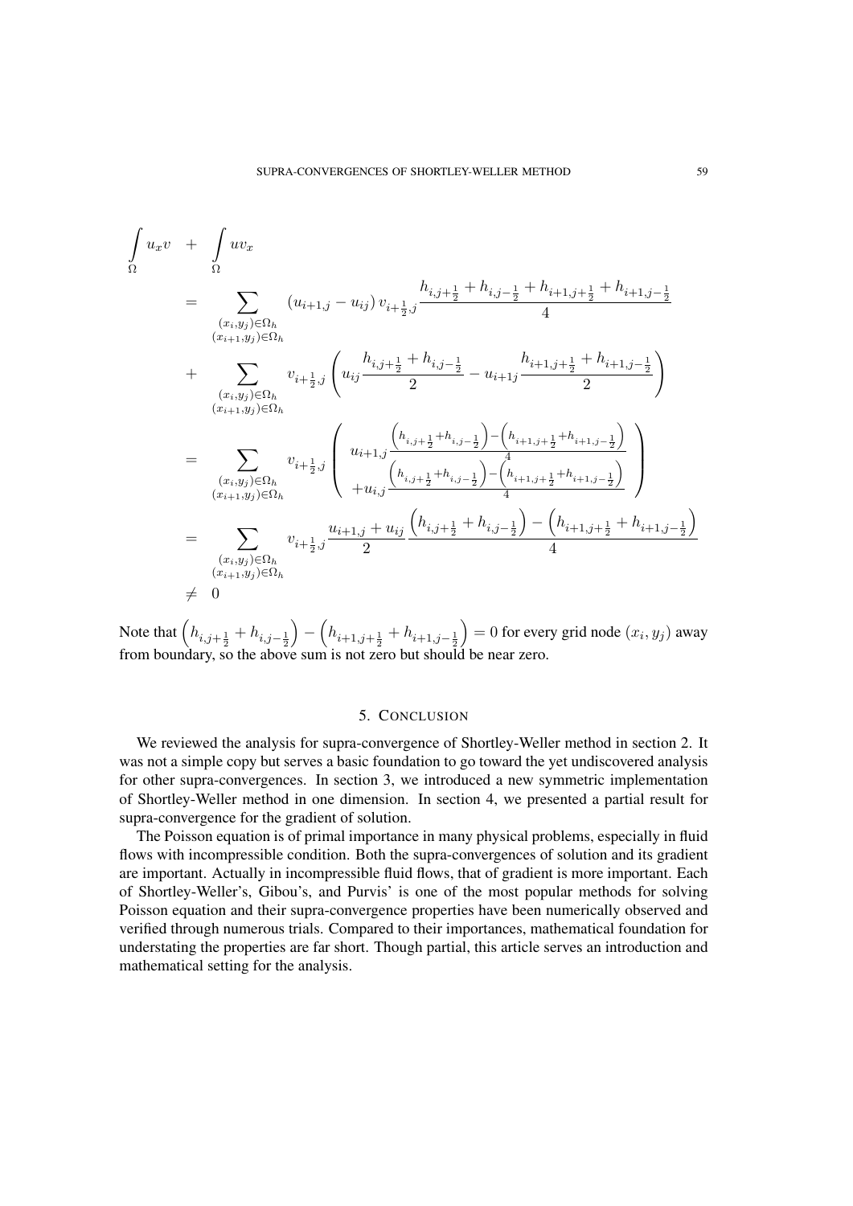$$
\begin{aligned}
\int\limits_{\Omega} u_x v \quad + \quad & \int\limits_{\Omega} u v_x \\
= & \sum_{\substack{(x_i,y_j)\in\Omega_h \\ (x_{i+1},y_j)\in\Omega_h}} \left(u_{i+1,j} - u_{ij}\right) v_{i+\frac{1}{2},j} \frac{h_{i,j+\frac{1}{2}} + h_{i,j-\frac{1}{2}} + h_{i+1,j+\frac{1}{2}} + h_{i+1,j-\frac{1}{2}}}{4} \\
+ & \sum_{\substack{(x_i,y_j)\in\Omega_h \\ (x_{i+1},y_j)\in\Omega_h}} v_{i+\frac{1}{2},j} \left( u_{ij} \frac{h_{i,j+\frac{1}{2}} + h_{i,j-\frac{1}{2}}}{2} - u_{i+1j} \frac{h_{i+1,j+\frac{1}{2}} + h_{i+1,j-\frac{1}{2}}}{2} \right) \\
= & \sum_{\substack{(x_i,y_j)\in\Omega_h \\ (x_{i+1},y_j)\in\Omega_h}} v_{i+\frac{1}{2},j} \left( \begin{array}{c} u_{i+1,j} \frac{\left(h_{i,j+\frac{1}{2}} + h_{i,j-\frac{1}{2}}\right) - \left(h_{i+1,j+\frac{1}{2}} + h_{i+1,j-\frac{1}{2}}\right)}{4} \\ + u_{i,j} \frac{\left(h_{i,j+\frac{1}{2}} + h_{i,j-\frac{1}{2}}\right) - \left(h_{i+1,j+\frac{1}{2}} + h_{i+1,j-\frac{1}{2}}\right)}{4} \end{array} \right) \\
= & \sum_{\substack{(x_i,y_j)\in\Omega_h \\ (x_{i+1},y_j)\in\Omega_h}} v_{i+\frac{1}{2},j} \frac{u_{i+1,j} + u_{ij}}{2} \frac{\left(h_{i,j+\frac{1}{2}} + h_{i,j-\frac{1}{2}}\right) - \left(h_{i+1,j+\frac{1}{2}} + h_{i+1,j-\frac{1}{2}}\right)}{4} \\
\neq & \ 0
\end{aligned}
$$

Note that $\left(h_{i,j+\frac{1}{2}} + h_{i,j-\frac{1}{2}}\right) - \left(h_{i+1,j+\frac{1}{2}} + h_{i+1,j-\frac{1}{2}}\right) = 0$ for every grid node $(x_i, y_j)$ away from boundary, so the above sum is not zero but should be near zero.

## 5. Conclusion

We reviewed the analysis for supra-convergence of Shortley-Weller method in section 2. It was not a simple copy but serves a basic foundation to go toward the yet undiscovered analysis for other supra-convergences. In section 3, we introduced a new symmetric implementation of Shortley-Weller method in one dimension. In section 4, we presented a partial result for supra-convergence for the gradient of solution.

The Poisson equation is of primal importance in many physical problems, especially in fluid flows with incompressible condition. Both the supra-convergences of solution and its gradient are important. Actually in incompressible fluid flows, that of gradient is more important. Each of Shortley-Weller's, Gibou's, and Purvis' is one of the most popular methods for solving Poisson equation and their supra-convergence properties have been numerically observed and verified through numerous trials. Compared to their importances, mathematical foundation for understating the properties are far short. Though partial, this article serves an introduction and mathematical setting for the analysis.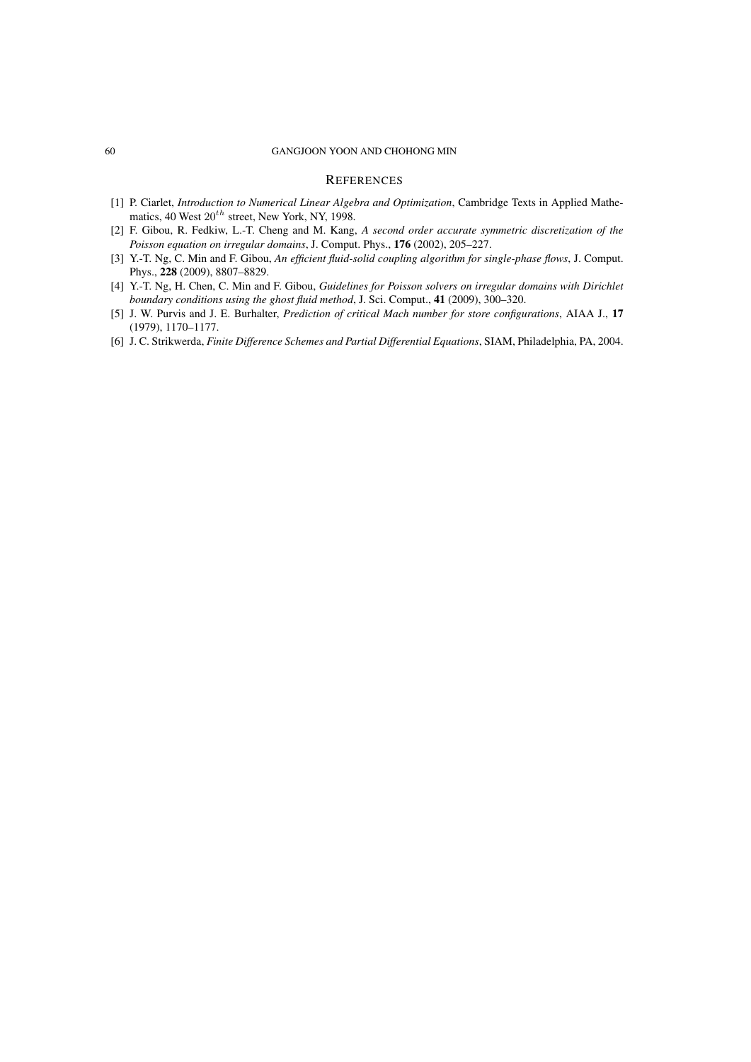## References

[1] P. Ciarlet, *Introduction to Numerical Linear Algebra and Optimization*, Cambridge Texts in Applied Mathematics, 40 West $20^{th}$ street, New York, NY, 1998.

[2] F. Gibou, R. Fedkiw, L.-T. Cheng and M. Kang, *A second order accurate symmetric discretization of the Poisson equation on irregular domains*, J. Comput. Phys., **176** (2002), 205–227.

[3] Y.-T. Ng, C. Min and F. Gibou, *An efficient fluid-solid coupling algorithm for single-phase flows*, J. Comput. Phys., **228** (2009), 8807–8829.

[4] Y.-T. Ng, H. Chen, C. Min and F. Gibou, *Guidelines for Poisson solvers on irregular domains with Dirichlet boundary conditions using the ghost fluid method*, J. Sci. Comput., **41** (2009), 300–320.

[5] J. W. Purvis and J. E. Burhalter, *Prediction of critical Mach number for store configurations*, AIAA J., **17** (1979), 1170–1177.

[6] J. C. Strikwerda, *Finite Difference Schemes and Partial Differential Equations*, SIAM, Philadelphia, PA, 2004.